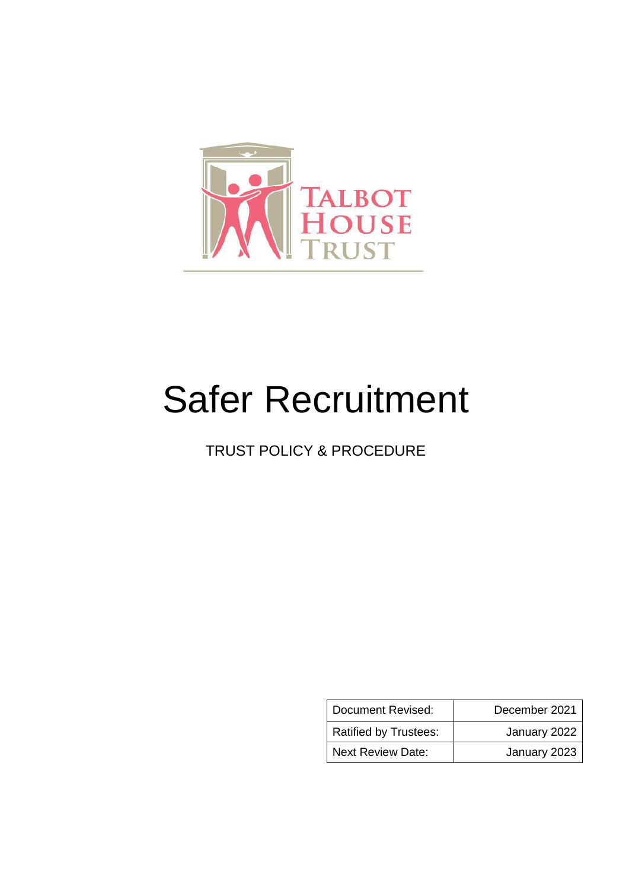TALBOT HOUSE TRUST

# Safer Recruitment

TRUST POLICY & PROCEDURE

| Document Revised: | December 2021 |
| --- | --- |
| Ratified by Trustees: | January 2022 |
| Next Review Date: | January 2023 |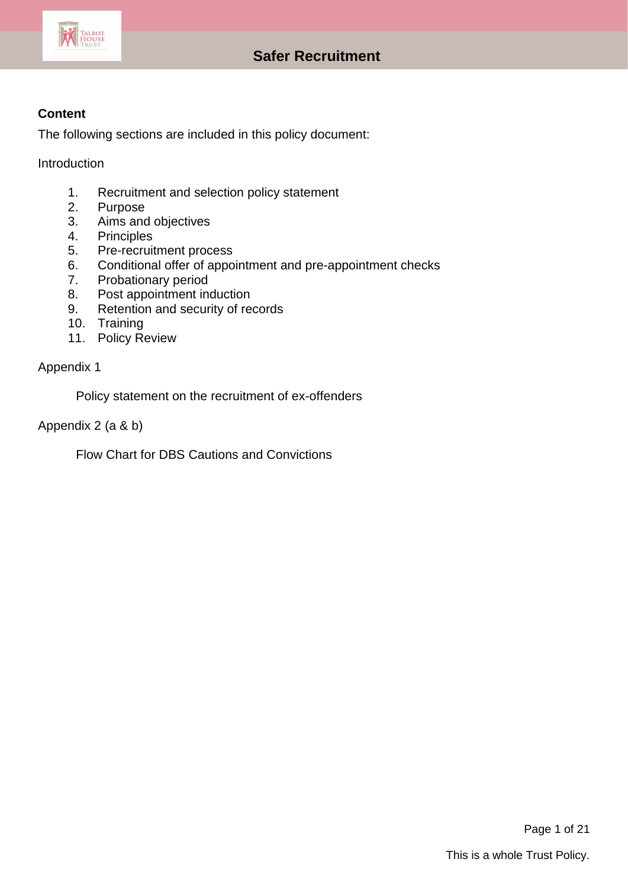# Safer Recruitment

**Content**

The following sections are included in this policy document:

Introduction

1. Recruitment and selection policy statement
2. Purpose
3. Aims and objectives
4. Principles
5. Pre-recruitment process
6. Conditional offer of appointment and pre-appointment checks
7. Probationary period
8. Post appointment induction
9. Retention and security of records
10. Training
11. Policy Review

Appendix 1

Policy statement on the recruitment of ex-offenders

Appendix 2 (a & b)

Flow Chart for DBS Cautions and Convictions

This is a whole Trust Policy.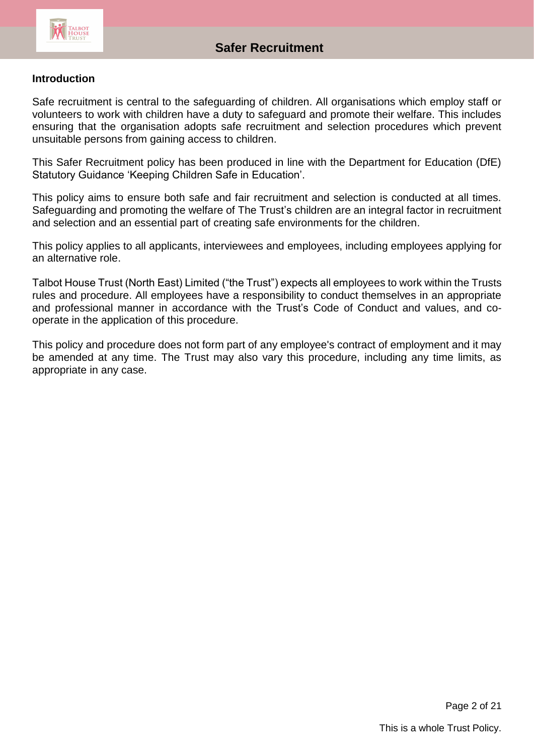## Introduction

Safe recruitment is central to the safeguarding of children. All organisations which employ staff or volunteers to work with children have a duty to safeguard and promote their welfare. This includes ensuring that the organisation adopts safe recruitment and selection procedures which prevent unsuitable persons from gaining access to children.

This Safer Recruitment policy has been produced in line with the Department for Education (DfE) Statutory Guidance 'Keeping Children Safe in Education'.

This policy aims to ensure both safe and fair recruitment and selection is conducted at all times. Safeguarding and promoting the welfare of The Trust's children are an integral factor in recruitment and selection and an essential part of creating safe environments for the children.

This policy applies to all applicants, interviewees and employees, including employees applying for an alternative role.

Talbot House Trust (North East) Limited ("the Trust") expects all employees to work within the Trusts rules and procedure. All employees have a responsibility to conduct themselves in an appropriate and professional manner in accordance with the Trust's Code of Conduct and values, and co-operate in the application of this procedure.

This policy and procedure does not form part of any employee's contract of employment and it may be amended at any time. The Trust may also vary this procedure, including any time limits, as appropriate in any case.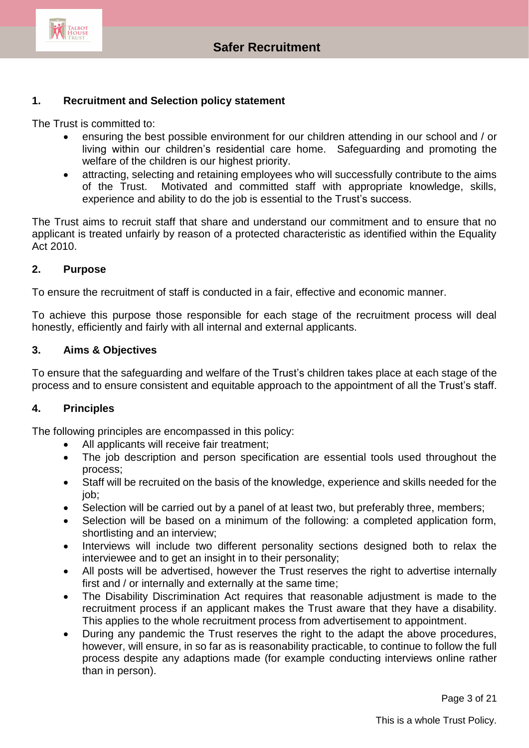## 1. Recruitment and Selection policy statement

The Trust is committed to:

- ensuring the best possible environment for our children attending in our school and / or living within our children's residential care home. Safeguarding and promoting the welfare of the children is our highest priority.
- attracting, selecting and retaining employees who will successfully contribute to the aims of the Trust. Motivated and committed staff with appropriate knowledge, skills, experience and ability to do the job is essential to the Trust's success.

The Trust aims to recruit staff that share and understand our commitment and to ensure that no applicant is treated unfairly by reason of a protected characteristic as identified within the Equality Act 2010.

## 2. Purpose

To ensure the recruitment of staff is conducted in a fair, effective and economic manner.

To achieve this purpose those responsible for each stage of the recruitment process will deal honestly, efficiently and fairly with all internal and external applicants.

## 3. Aims & Objectives

To ensure that the safeguarding and welfare of the Trust's children takes place at each stage of the process and to ensure consistent and equitable approach to the appointment of all the Trust's staff.

## 4. Principles

The following principles are encompassed in this policy:

- All applicants will receive fair treatment;
- The job description and person specification are essential tools used throughout the process;
- Staff will be recruited on the basis of the knowledge, experience and skills needed for the job;
- Selection will be carried out by a panel of at least two, but preferably three, members;
- Selection will be based on a minimum of the following: a completed application form, shortlisting and an interview;
- Interviews will include two different personality sections designed both to relax the interviewee and to get an insight in to their personality;
- All posts will be advertised, however the Trust reserves the right to advertise internally first and / or internally and externally at the same time;
- The Disability Discrimination Act requires that reasonable adjustment is made to the recruitment process if an applicant makes the Trust aware that they have a disability. This applies to the whole recruitment process from advertisement to appointment.
- During any pandemic the Trust reserves the right to the adapt the above procedures, however, will ensure, in so far as is reasonability practicable, to continue to follow the full process despite any adaptions made (for example conducting interviews online rather than in person).

This is a whole Trust Policy.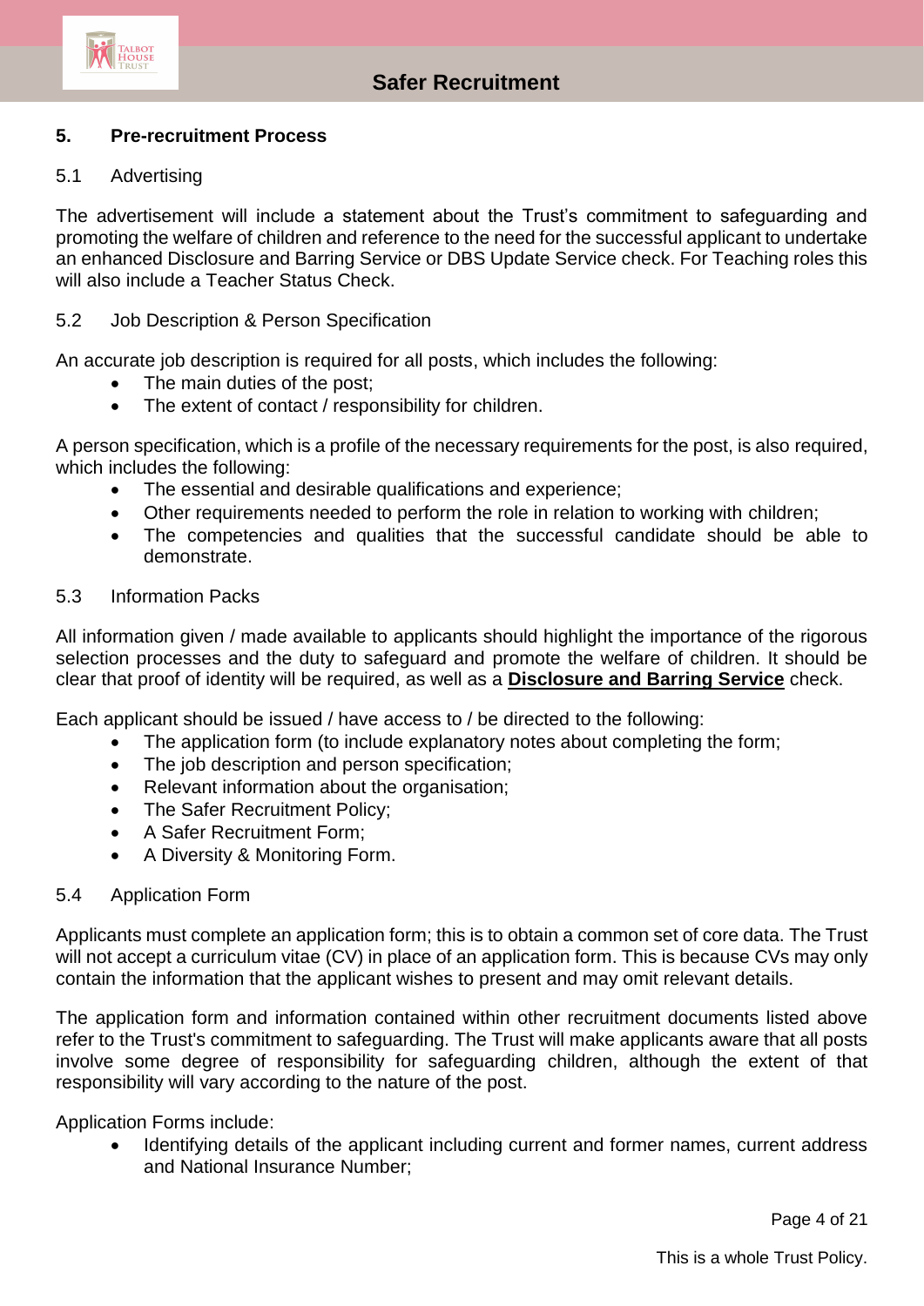## 5. Pre-recruitment Process

### 5.1 Advertising

The advertisement will include a statement about the Trust's commitment to safeguarding and promoting the welfare of children and reference to the need for the successful applicant to undertake an enhanced Disclosure and Barring Service or DBS Update Service check. For Teaching roles this will also include a Teacher Status Check.

### 5.2 Job Description & Person Specification

An accurate job description is required for all posts, which includes the following:

- The main duties of the post;
- The extent of contact / responsibility for children.

A person specification, which is a profile of the necessary requirements for the post, is also required, which includes the following:

- The essential and desirable qualifications and experience;
- Other requirements needed to perform the role in relation to working with children;
- The competencies and qualities that the successful candidate should be able to demonstrate.

### 5.3 Information Packs

All information given / made available to applicants should highlight the importance of the rigorous selection processes and the duty to safeguard and promote the welfare of children. It should be clear that proof of identity will be required, as well as a **Disclosure and Barring Service** check.

Each applicant should be issued / have access to / be directed to the following:

- The application form (to include explanatory notes about completing the form;
- The job description and person specification;
- Relevant information about the organisation;
- The Safer Recruitment Policy;
- A Safer Recruitment Form;
- A Diversity & Monitoring Form.

### 5.4 Application Form

Applicants must complete an application form; this is to obtain a common set of core data. The Trust will not accept a curriculum vitae (CV) in place of an application form. This is because CVs may only contain the information that the applicant wishes to present and may omit relevant details.

The application form and information contained within other recruitment documents listed above refer to the Trust's commitment to safeguarding. The Trust will make applicants aware that all posts involve some degree of responsibility for safeguarding children, although the extent of that responsibility will vary according to the nature of the post.

Application Forms include:

- Identifying details of the applicant including current and former names, current address and National Insurance Number;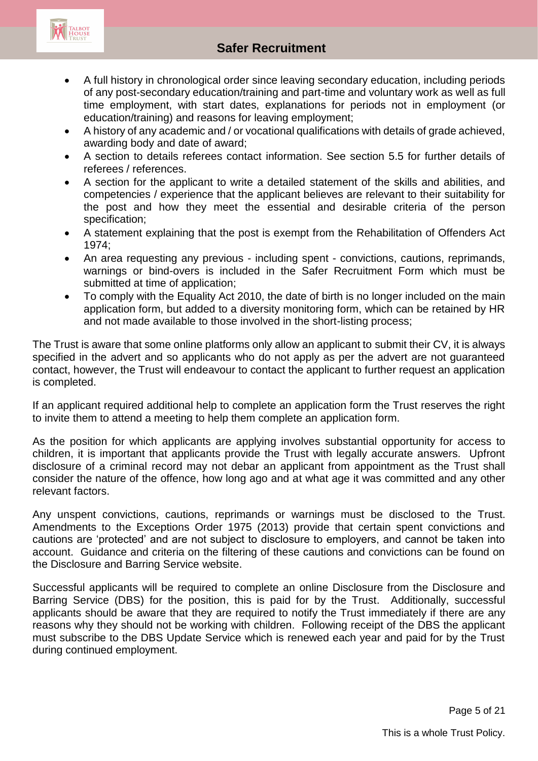- A full history in chronological order since leaving secondary education, including periods of any post-secondary education/training and part-time and voluntary work as well as full time employment, with start dates, explanations for periods not in employment (or education/training) and reasons for leaving employment;
- A history of any academic and / or vocational qualifications with details of grade achieved, awarding body and date of award;
- A section to details referees contact information. See section 5.5 for further details of referees / references.
- A section for the applicant to write a detailed statement of the skills and abilities, and competencies / experience that the applicant believes are relevant to their suitability for the post and how they meet the essential and desirable criteria of the person specification;
- A statement explaining that the post is exempt from the Rehabilitation of Offenders Act 1974;
- An area requesting any previous - including spent - convictions, cautions, reprimands, warnings or bind-overs is included in the Safer Recruitment Form which must be submitted at time of application;
- To comply with the Equality Act 2010, the date of birth is no longer included on the main application form, but added to a diversity monitoring form, which can be retained by HR and not made available to those involved in the short-listing process;

The Trust is aware that some online platforms only allow an applicant to submit their CV, it is always specified in the advert and so applicants who do not apply as per the advert are not guaranteed contact, however, the Trust will endeavour to contact the applicant to further request an application is completed.

If an applicant required additional help to complete an application form the Trust reserves the right to invite them to attend a meeting to help them complete an application form.

As the position for which applicants are applying involves substantial opportunity for access to children, it is important that applicants provide the Trust with legally accurate answers. Upfront disclosure of a criminal record may not debar an applicant from appointment as the Trust shall consider the nature of the offence, how long ago and at what age it was committed and any other relevant factors.

Any unspent convictions, cautions, reprimands or warnings must be disclosed to the Trust. Amendments to the Exceptions Order 1975 (2013) provide that certain spent convictions and cautions are 'protected' and are not subject to disclosure to employers, and cannot be taken into account. Guidance and criteria on the filtering of these cautions and convictions can be found on the Disclosure and Barring Service website.

Successful applicants will be required to complete an online Disclosure from the Disclosure and Barring Service (DBS) for the position, this is paid for by the Trust. Additionally, successful applicants should be aware that they are required to notify the Trust immediately if there are any reasons why they should not be working with children. Following receipt of the DBS the applicant must subscribe to the DBS Update Service which is renewed each year and paid for by the Trust during continued employment.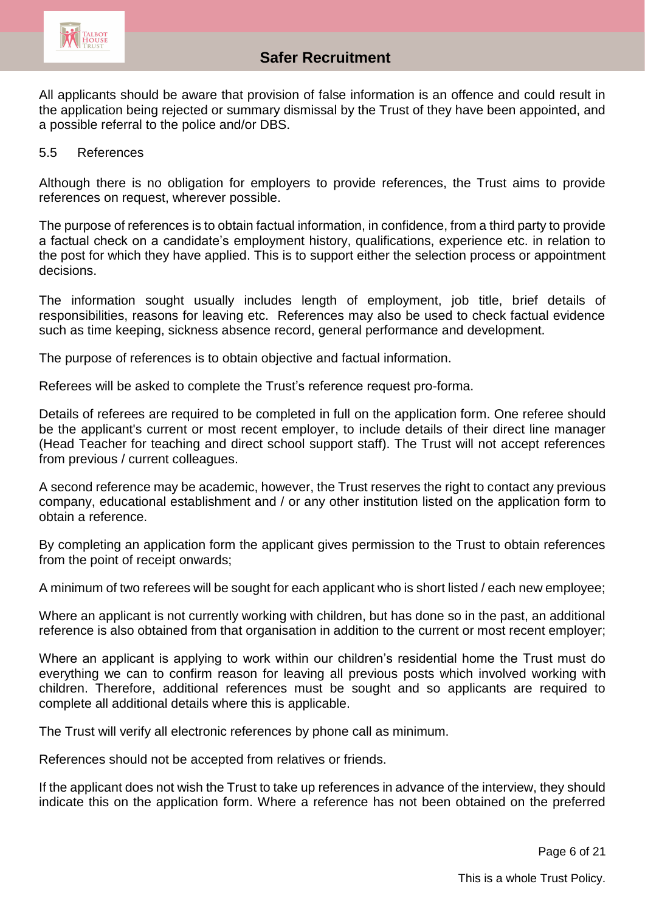All applicants should be aware that provision of false information is an offence and could result in the application being rejected or summary dismissal by the Trust of they have been appointed, and a possible referral to the police and/or DBS.

### 5.5 References

Although there is no obligation for employers to provide references, the Trust aims to provide references on request, wherever possible.

The purpose of references is to obtain factual information, in confidence, from a third party to provide a factual check on a candidate's employment history, qualifications, experience etc. in relation to the post for which they have applied. This is to support either the selection process or appointment decisions.

The information sought usually includes length of employment, job title, brief details of responsibilities, reasons for leaving etc. References may also be used to check factual evidence such as time keeping, sickness absence record, general performance and development.

The purpose of references is to obtain objective and factual information.

Referees will be asked to complete the Trust's reference request pro-forma.

Details of referees are required to be completed in full on the application form. One referee should be the applicant's current or most recent employer, to include details of their direct line manager (Head Teacher for teaching and direct school support staff). The Trust will not accept references from previous / current colleagues.

A second reference may be academic, however, the Trust reserves the right to contact any previous company, educational establishment and / or any other institution listed on the application form to obtain a reference.

By completing an application form the applicant gives permission to the Trust to obtain references from the point of receipt onwards;

A minimum of two referees will be sought for each applicant who is short listed / each new employee;

Where an applicant is not currently working with children, but has done so in the past, an additional reference is also obtained from that organisation in addition to the current or most recent employer;

Where an applicant is applying to work within our children's residential home the Trust must do everything we can to confirm reason for leaving all previous posts which involved working with children. Therefore, additional references must be sought and so applicants are required to complete all additional details where this is applicable.

The Trust will verify all electronic references by phone call as minimum.

References should not be accepted from relatives or friends.

If the applicant does not wish the Trust to take up references in advance of the interview, they should indicate this on the application form. Where a reference has not been obtained on the preferred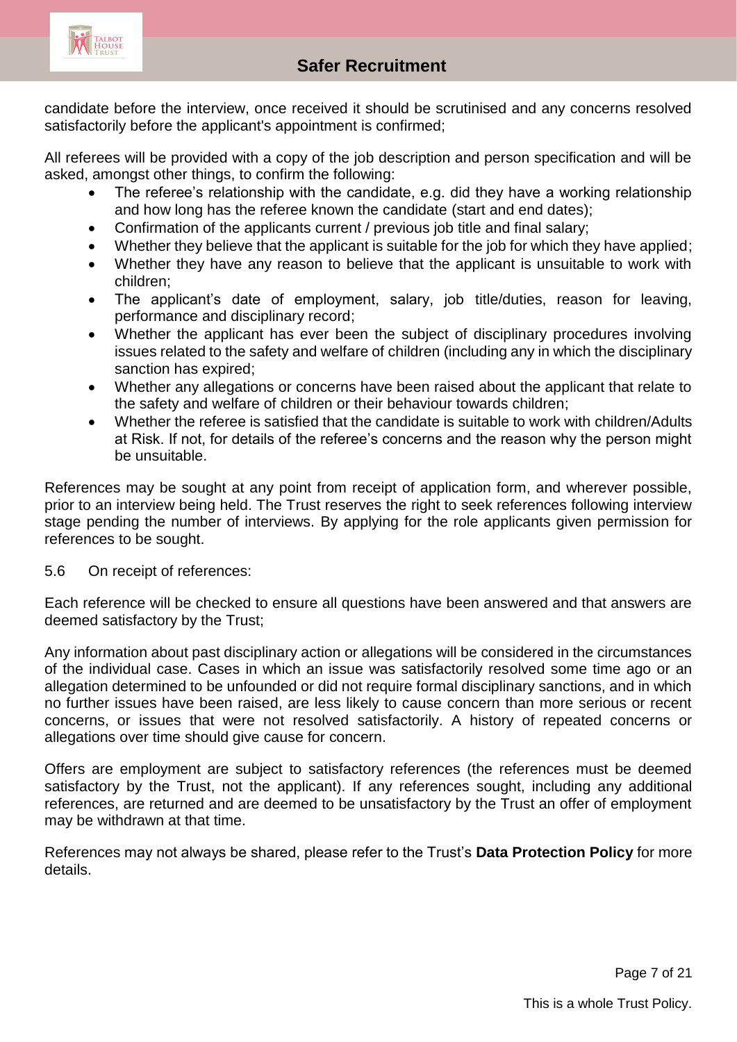candidate before the interview, once received it should be scrutinised and any concerns resolved satisfactorily before the applicant's appointment is confirmed;

All referees will be provided with a copy of the job description and person specification and will be asked, amongst other things, to confirm the following:

- The referee's relationship with the candidate, e.g. did they have a working relationship and how long has the referee known the candidate (start and end dates);
- Confirmation of the applicants current / previous job title and final salary;
- Whether they believe that the applicant is suitable for the job for which they have applied;
- Whether they have any reason to believe that the applicant is unsuitable to work with children;
- The applicant's date of employment, salary, job title/duties, reason for leaving, performance and disciplinary record;
- Whether the applicant has ever been the subject of disciplinary procedures involving issues related to the safety and welfare of children (including any in which the disciplinary sanction has expired;
- Whether any allegations or concerns have been raised about the applicant that relate to the safety and welfare of children or their behaviour towards children;
- Whether the referee is satisfied that the candidate is suitable to work with children/Adults at Risk. If not, for details of the referee's concerns and the reason why the person might be unsuitable.

References may be sought at any point from receipt of application form, and wherever possible, prior to an interview being held. The Trust reserves the right to seek references following interview stage pending the number of interviews. By applying for the role applicants given permission for references to be sought.

5.6 On receipt of references:

Each reference will be checked to ensure all questions have been answered and that answers are deemed satisfactory by the Trust;

Any information about past disciplinary action or allegations will be considered in the circumstances of the individual case. Cases in which an issue was satisfactorily resolved some time ago or an allegation determined to be unfounded or did not require formal disciplinary sanctions, and in which no further issues have been raised, are less likely to cause concern than more serious or recent concerns, or issues that were not resolved satisfactorily. A history of repeated concerns or allegations over time should give cause for concern.

Offers are employment are subject to satisfactory references (the references must be deemed satisfactory by the Trust, not the applicant). If any references sought, including any additional references, are returned and are deemed to be unsatisfactory by the Trust an offer of employment may be withdrawn at that time.

References may not always be shared, please refer to the Trust's **Data Protection Policy** for more details.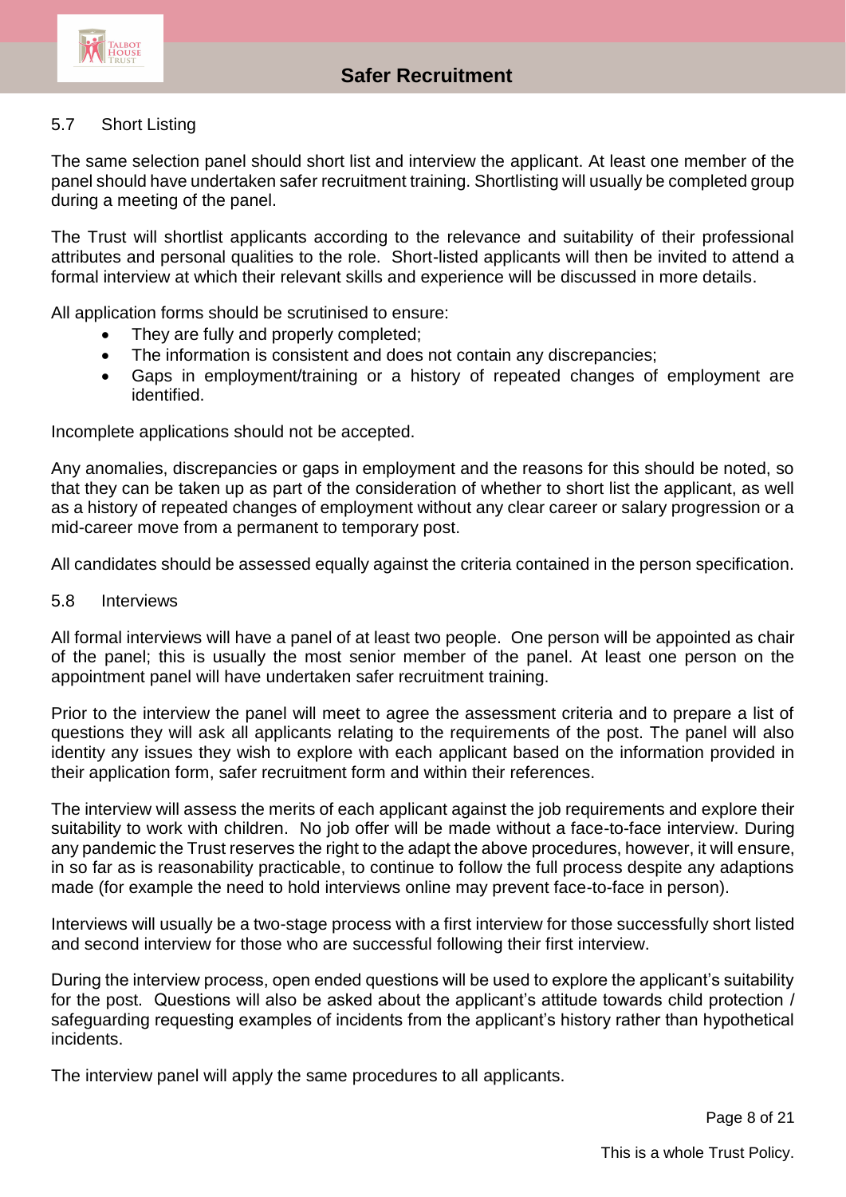### 5.7 Short Listing

The same selection panel should short list and interview the applicant. At least one member of the panel should have undertaken safer recruitment training. Shortlisting will usually be completed group during a meeting of the panel.

The Trust will shortlist applicants according to the relevance and suitability of their professional attributes and personal qualities to the role. Short-listed applicants will then be invited to attend a formal interview at which their relevant skills and experience will be discussed in more details.

All application forms should be scrutinised to ensure:

- They are fully and properly completed;
- The information is consistent and does not contain any discrepancies;
- Gaps in employment/training or a history of repeated changes of employment are identified.

Incomplete applications should not be accepted.

Any anomalies, discrepancies or gaps in employment and the reasons for this should be noted, so that they can be taken up as part of the consideration of whether to short list the applicant, as well as a history of repeated changes of employment without any clear career or salary progression or a mid-career move from a permanent to temporary post.

All candidates should be assessed equally against the criteria contained in the person specification.

### 5.8 Interviews

All formal interviews will have a panel of at least two people. One person will be appointed as chair of the panel; this is usually the most senior member of the panel. At least one person on the appointment panel will have undertaken safer recruitment training.

Prior to the interview the panel will meet to agree the assessment criteria and to prepare a list of questions they will ask all applicants relating to the requirements of the post. The panel will also identity any issues they wish to explore with each applicant based on the information provided in their application form, safer recruitment form and within their references.

The interview will assess the merits of each applicant against the job requirements and explore their suitability to work with children. No job offer will be made without a face-to-face interview. During any pandemic the Trust reserves the right to the adapt the above procedures, however, it will ensure, in so far as is reasonability practicable, to continue to follow the full process despite any adaptions made (for example the need to hold interviews online may prevent face-to-face in person).

Interviews will usually be a two-stage process with a first interview for those successfully short listed and second interview for those who are successful following their first interview.

During the interview process, open ended questions will be used to explore the applicant's suitability for the post. Questions will also be asked about the applicant's attitude towards child protection / safeguarding requesting examples of incidents from the applicant's history rather than hypothetical incidents.

The interview panel will apply the same procedures to all applicants.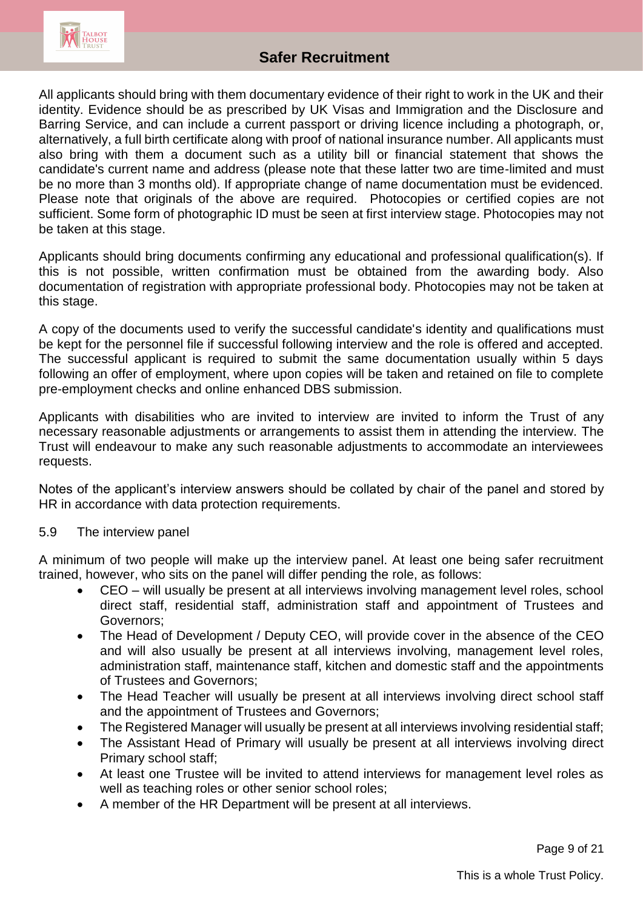All applicants should bring with them documentary evidence of their right to work in the UK and their identity. Evidence should be as prescribed by UK Visas and Immigration and the Disclosure and Barring Service, and can include a current passport or driving licence including a photograph, or, alternatively, a full birth certificate along with proof of national insurance number. All applicants must also bring with them a document such as a utility bill or financial statement that shows the candidate's current name and address (please note that these latter two are time-limited and must be no more than 3 months old). If appropriate change of name documentation must be evidenced. Please note that originals of the above are required. Photocopies or certified copies are not sufficient. Some form of photographic ID must be seen at first interview stage. Photocopies may not be taken at this stage.

Applicants should bring documents confirming any educational and professional qualification(s). If this is not possible, written confirmation must be obtained from the awarding body. Also documentation of registration with appropriate professional body. Photocopies may not be taken at this stage.

A copy of the documents used to verify the successful candidate's identity and qualifications must be kept for the personnel file if successful following interview and the role is offered and accepted. The successful applicant is required to submit the same documentation usually within 5 days following an offer of employment, where upon copies will be taken and retained on file to complete pre-employment checks and online enhanced DBS submission.

Applicants with disabilities who are invited to interview are invited to inform the Trust of any necessary reasonable adjustments or arrangements to assist them in attending the interview. The Trust will endeavour to make any such reasonable adjustments to accommodate an interviewees requests.

Notes of the applicant's interview answers should be collated by chair of the panel and stored by HR in accordance with data protection requirements.

5.9 The interview panel

A minimum of two people will make up the interview panel. At least one being safer recruitment trained, however, who sits on the panel will differ pending the role, as follows:

- CEO – will usually be present at all interviews involving management level roles, school direct staff, residential staff, administration staff and appointment of Trustees and Governors;
- The Head of Development / Deputy CEO, will provide cover in the absence of the CEO and will also usually be present at all interviews involving, management level roles, administration staff, maintenance staff, kitchen and domestic staff and the appointments of Trustees and Governors;
- The Head Teacher will usually be present at all interviews involving direct school staff and the appointment of Trustees and Governors;
- The Registered Manager will usually be present at all interviews involving residential staff;
- The Assistant Head of Primary will usually be present at all interviews involving direct Primary school staff;
- At least one Trustee will be invited to attend interviews for management level roles as well as teaching roles or other senior school roles;
- A member of the HR Department will be present at all interviews.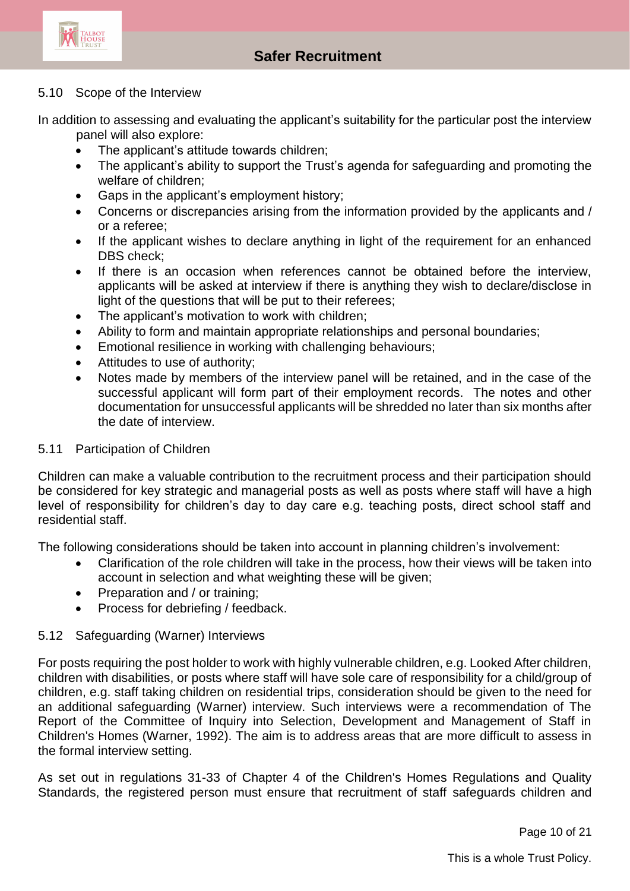### 5.10 Scope of the Interview

In addition to assessing and evaluating the applicant's suitability for the particular post the interview panel will also explore:

- The applicant's attitude towards children;
- The applicant's ability to support the Trust's agenda for safeguarding and promoting the welfare of children;
- Gaps in the applicant's employment history;
- Concerns or discrepancies arising from the information provided by the applicants and / or a referee;
- If the applicant wishes to declare anything in light of the requirement for an enhanced DBS check;
- If there is an occasion when references cannot be obtained before the interview, applicants will be asked at interview if there is anything they wish to declare/disclose in light of the questions that will be put to their referees;
- The applicant's motivation to work with children;
- Ability to form and maintain appropriate relationships and personal boundaries;
- Emotional resilience in working with challenging behaviours;
- Attitudes to use of authority;
- Notes made by members of the interview panel will be retained, and in the case of the successful applicant will form part of their employment records. The notes and other documentation for unsuccessful applicants will be shredded no later than six months after the date of interview.

### 5.11 Participation of Children

Children can make a valuable contribution to the recruitment process and their participation should be considered for key strategic and managerial posts as well as posts where staff will have a high level of responsibility for children's day to day care e.g. teaching posts, direct school staff and residential staff.

The following considerations should be taken into account in planning children's involvement:

- Clarification of the role children will take in the process, how their views will be taken into account in selection and what weighting these will be given;
- Preparation and / or training;
- Process for debriefing / feedback.

### 5.12 Safeguarding (Warner) Interviews

For posts requiring the post holder to work with highly vulnerable children, e.g. Looked After children, children with disabilities, or posts where staff will have sole care of responsibility for a child/group of children, e.g. staff taking children on residential trips, consideration should be given to the need for an additional safeguarding (Warner) interview. Such interviews were a recommendation of The Report of the Committee of Inquiry into Selection, Development and Management of Staff in Children's Homes (Warner, 1992). The aim is to address areas that are more difficult to assess in the formal interview setting.

As set out in regulations 31-33 of Chapter 4 of the Children's Homes Regulations and Quality Standards, the registered person must ensure that recruitment of staff safeguards children and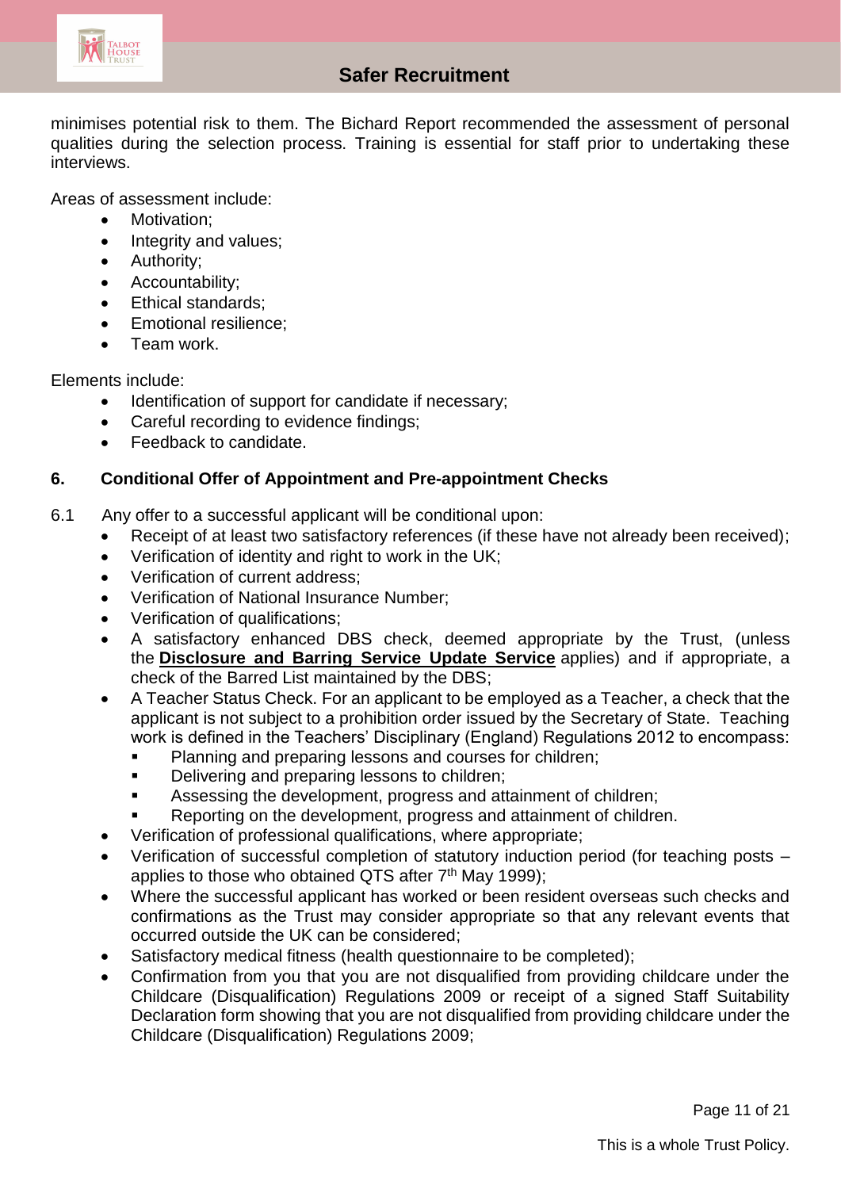minimises potential risk to them. The Bichard Report recommended the assessment of personal qualities during the selection process. Training is essential for staff prior to undertaking these interviews.

Areas of assessment include:

- Motivation;
- Integrity and values;
- Authority;
- Accountability;
- Ethical standards;
- Emotional resilience;
- Team work.

Elements include:

- Identification of support for candidate if necessary;
- Careful recording to evidence findings;
- Feedback to candidate.

## 6. Conditional Offer of Appointment and Pre-appointment Checks

6.1 Any offer to a successful applicant will be conditional upon:

- Receipt of at least two satisfactory references (if these have not already been received);
- Verification of identity and right to work in the UK;
- Verification of current address;
- Verification of National Insurance Number;
- Verification of qualifications;
- A satisfactory enhanced DBS check, deemed appropriate by the Trust, (unless the **Disclosure and Barring Service Update Service** applies) and if appropriate, a check of the Barred List maintained by the DBS;
- A Teacher Status Check. For an applicant to be employed as a Teacher, a check that the applicant is not subject to a prohibition order issued by the Secretary of State. Teaching work is defined in the Teachers' Disciplinary (England) Regulations 2012 to encompass:
  - Planning and preparing lessons and courses for children;
  - Delivering and preparing lessons to children;
  - Assessing the development, progress and attainment of children;
  - Reporting on the development, progress and attainment of children.
- Verification of professional qualifications, where appropriate;
- Verification of successful completion of statutory induction period (for teaching posts – applies to those who obtained QTS after 7th May 1999);
- Where the successful applicant has worked or been resident overseas such checks and confirmations as the Trust may consider appropriate so that any relevant events that occurred outside the UK can be considered;
- Satisfactory medical fitness (health questionnaire to be completed);
- Confirmation from you that you are not disqualified from providing childcare under the Childcare (Disqualification) Regulations 2009 or receipt of a signed Staff Suitability Declaration form showing that you are not disqualified from providing childcare under the Childcare (Disqualification) Regulations 2009;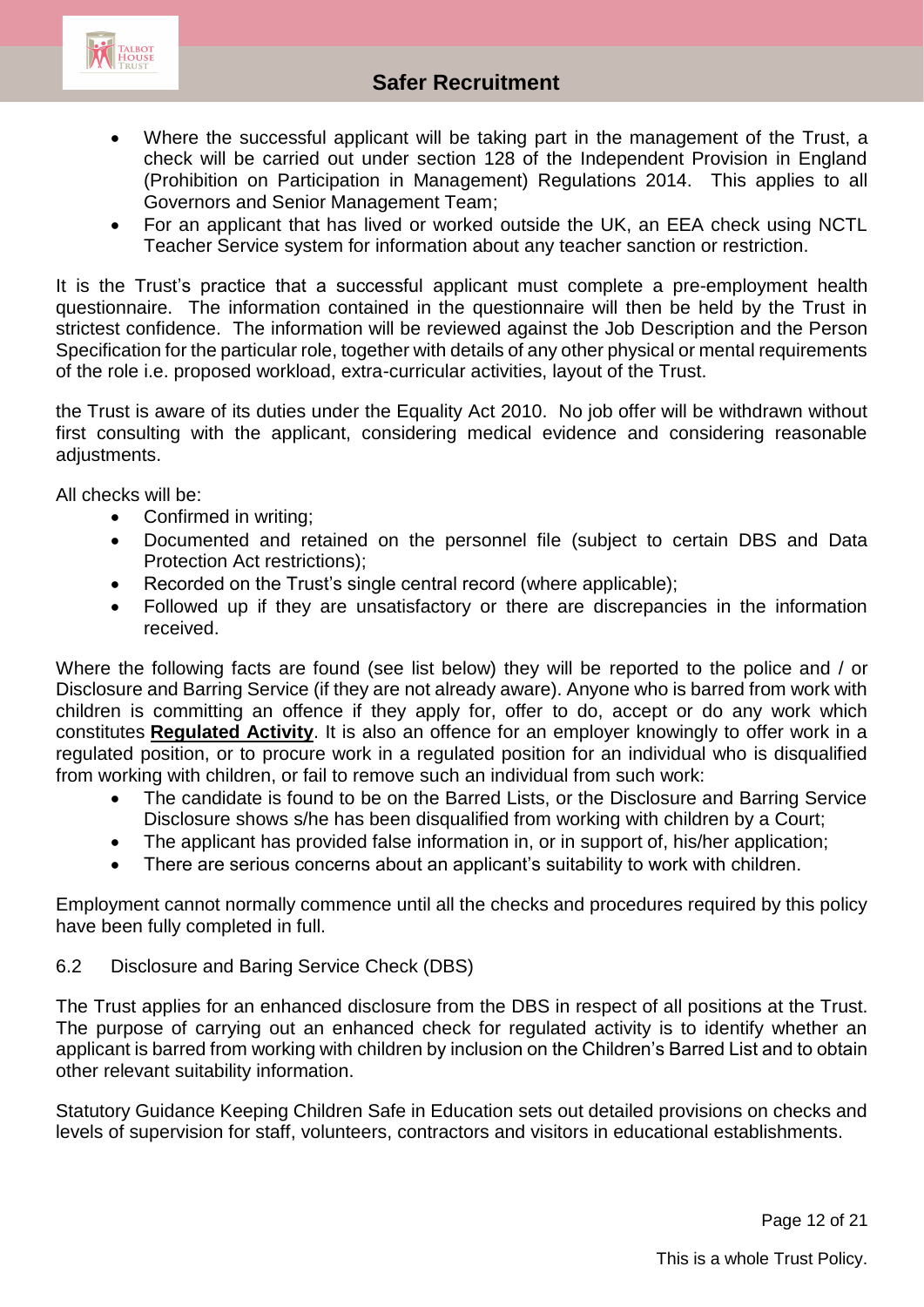- Where the successful applicant will be taking part in the management of the Trust, a check will be carried out under section 128 of the Independent Provision in England (Prohibition on Participation in Management) Regulations 2014. This applies to all Governors and Senior Management Team;
- For an applicant that has lived or worked outside the UK, an EEA check using NCTL Teacher Service system for information about any teacher sanction or restriction.

It is the Trust's practice that a successful applicant must complete a pre-employment health questionnaire. The information contained in the questionnaire will then be held by the Trust in strictest confidence. The information will be reviewed against the Job Description and the Person Specification for the particular role, together with details of any other physical or mental requirements of the role i.e. proposed workload, extra-curricular activities, layout of the Trust.

the Trust is aware of its duties under the Equality Act 2010. No job offer will be withdrawn without first consulting with the applicant, considering medical evidence and considering reasonable adjustments.

All checks will be:

- Confirmed in writing;
- Documented and retained on the personnel file (subject to certain DBS and Data Protection Act restrictions);
- Recorded on the Trust's single central record (where applicable);
- Followed up if they are unsatisfactory or there are discrepancies in the information received.

Where the following facts are found (see list below) they will be reported to the police and / or Disclosure and Barring Service (if they are not already aware). Anyone who is barred from work with children is committing an offence if they apply for, offer to do, accept or do any work which constitutes **Regulated Activity**. It is also an offence for an employer knowingly to offer work in a regulated position, or to procure work in a regulated position for an individual who is disqualified from working with children, or fail to remove such an individual from such work:

- The candidate is found to be on the Barred Lists, or the Disclosure and Barring Service Disclosure shows s/he has been disqualified from working with children by a Court;
- The applicant has provided false information in, or in support of, his/her application;
- There are serious concerns about an applicant's suitability to work with children.

Employment cannot normally commence until all the checks and procedures required by this policy have been fully completed in full.

6.2 Disclosure and Baring Service Check (DBS)

The Trust applies for an enhanced disclosure from the DBS in respect of all positions at the Trust. The purpose of carrying out an enhanced check for regulated activity is to identify whether an applicant is barred from working with children by inclusion on the Children's Barred List and to obtain other relevant suitability information.

Statutory Guidance Keeping Children Safe in Education sets out detailed provisions on checks and levels of supervision for staff, volunteers, contractors and visitors in educational establishments.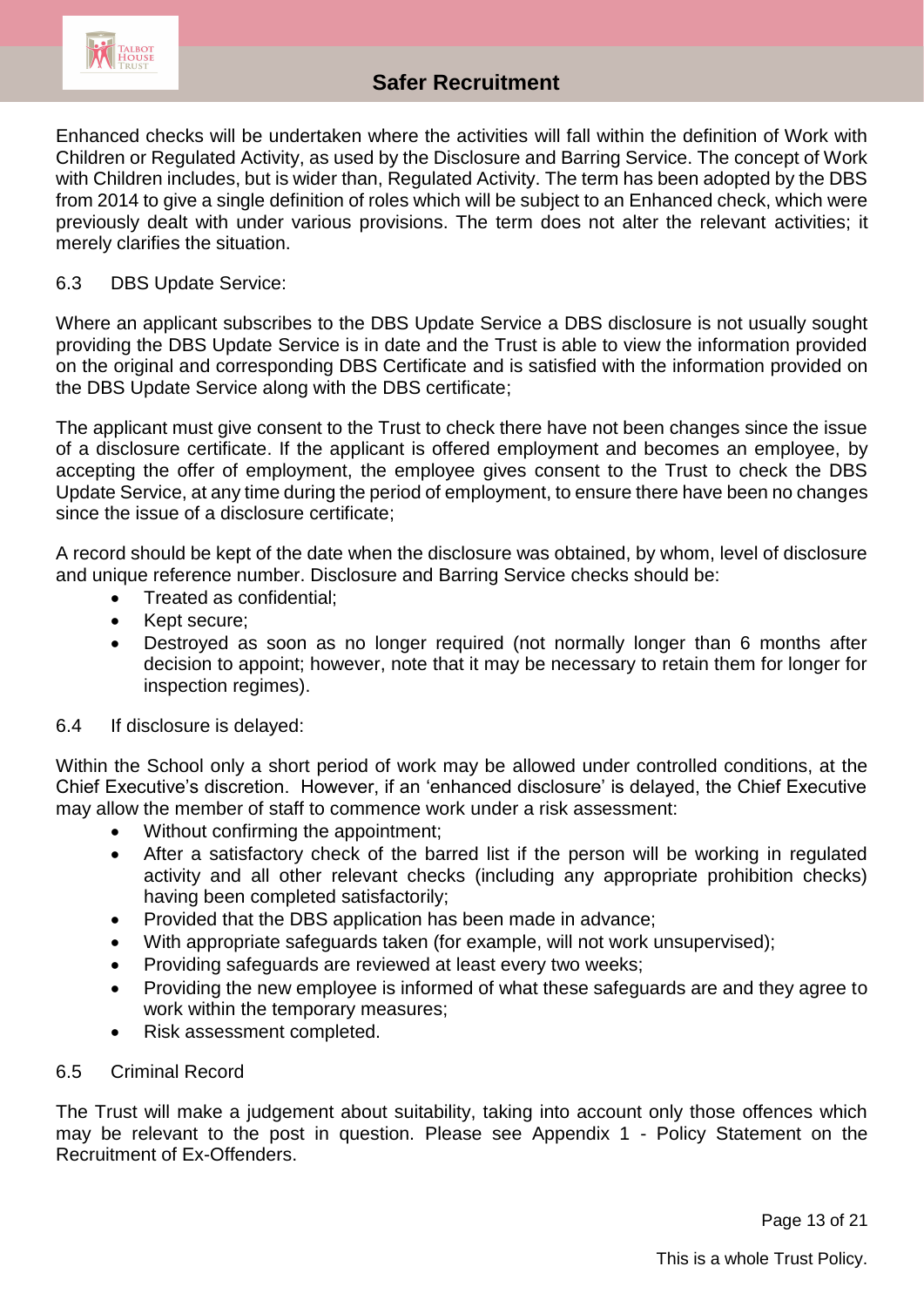Enhanced checks will be undertaken where the activities will fall within the definition of Work with Children or Regulated Activity, as used by the Disclosure and Barring Service. The concept of Work with Children includes, but is wider than, Regulated Activity. The term has been adopted by the DBS from 2014 to give a single definition of roles which will be subject to an Enhanced check, which were previously dealt with under various provisions. The term does not alter the relevant activities; it merely clarifies the situation.

6.3 DBS Update Service:

Where an applicant subscribes to the DBS Update Service a DBS disclosure is not usually sought providing the DBS Update Service is in date and the Trust is able to view the information provided on the original and corresponding DBS Certificate and is satisfied with the information provided on the DBS Update Service along with the DBS certificate;

The applicant must give consent to the Trust to check there have not been changes since the issue of a disclosure certificate. If the applicant is offered employment and becomes an employee, by accepting the offer of employment, the employee gives consent to the Trust to check the DBS Update Service, at any time during the period of employment, to ensure there have been no changes since the issue of a disclosure certificate;

A record should be kept of the date when the disclosure was obtained, by whom, level of disclosure and unique reference number. Disclosure and Barring Service checks should be:

- Treated as confidential;
- Kept secure;
- Destroyed as soon as no longer required (not normally longer than 6 months after decision to appoint; however, note that it may be necessary to retain them for longer for inspection regimes).

6.4 If disclosure is delayed:

Within the School only a short period of work may be allowed under controlled conditions, at the Chief Executive's discretion. However, if an 'enhanced disclosure' is delayed, the Chief Executive may allow the member of staff to commence work under a risk assessment:

- Without confirming the appointment;
- After a satisfactory check of the barred list if the person will be working in regulated activity and all other relevant checks (including any appropriate prohibition checks) having been completed satisfactorily;
- Provided that the DBS application has been made in advance;
- With appropriate safeguards taken (for example, will not work unsupervised);
- Providing safeguards are reviewed at least every two weeks;
- Providing the new employee is informed of what these safeguards are and they agree to work within the temporary measures;
- Risk assessment completed.

6.5 Criminal Record

The Trust will make a judgement about suitability, taking into account only those offences which may be relevant to the post in question. Please see Appendix 1 - Policy Statement on the Recruitment of Ex-Offenders.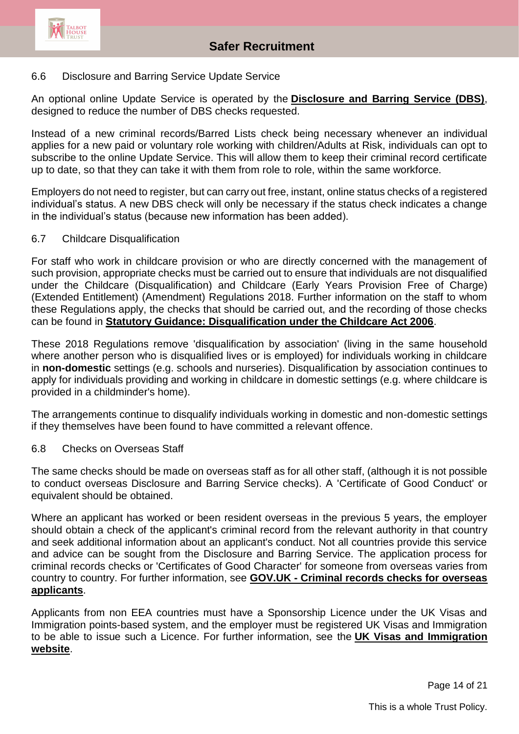### 6.6 Disclosure and Barring Service Update Service

An optional online Update Service is operated by the **Disclosure and Barring Service (DBS)**, designed to reduce the number of DBS checks requested.

Instead of a new criminal records/Barred Lists check being necessary whenever an individual applies for a new paid or voluntary role working with children/Adults at Risk, individuals can opt to subscribe to the online Update Service. This will allow them to keep their criminal record certificate up to date, so that they can take it with them from role to role, within the same workforce.

Employers do not need to register, but can carry out free, instant, online status checks of a registered individual's status. A new DBS check will only be necessary if the status check indicates a change in the individual's status (because new information has been added).

### 6.7 Childcare Disqualification

For staff who work in childcare provision or who are directly concerned with the management of such provision, appropriate checks must be carried out to ensure that individuals are not disqualified under the Childcare (Disqualification) and Childcare (Early Years Provision Free of Charge) (Extended Entitlement) (Amendment) Regulations 2018. Further information on the staff to whom these Regulations apply, the checks that should be carried out, and the recording of those checks can be found in **Statutory Guidance: Disqualification under the Childcare Act 2006**.

These 2018 Regulations remove 'disqualification by association' (living in the same household where another person who is disqualified lives or is employed) for individuals working in childcare in **non-domestic** settings (e.g. schools and nurseries). Disqualification by association continues to apply for individuals providing and working in childcare in domestic settings (e.g. where childcare is provided in a childminder's home).

The arrangements continue to disqualify individuals working in domestic and non-domestic settings if they themselves have been found to have committed a relevant offence.

### 6.8 Checks on Overseas Staff

The same checks should be made on overseas staff as for all other staff, (although it is not possible to conduct overseas Disclosure and Barring Service checks). A 'Certificate of Good Conduct' or equivalent should be obtained.

Where an applicant has worked or been resident overseas in the previous 5 years, the employer should obtain a check of the applicant's criminal record from the relevant authority in that country and seek additional information about an applicant's conduct. Not all countries provide this service and advice can be sought from the Disclosure and Barring Service. The application process for criminal records checks or 'Certificates of Good Character' for someone from overseas varies from country to country. For further information, see **GOV.UK - Criminal records checks for overseas applicants**.

Applicants from non EEA countries must have a Sponsorship Licence under the UK Visas and Immigration points-based system, and the employer must be registered UK Visas and Immigration to be able to issue such a Licence. For further information, see the **UK Visas and Immigration website**.

This is a whole Trust Policy.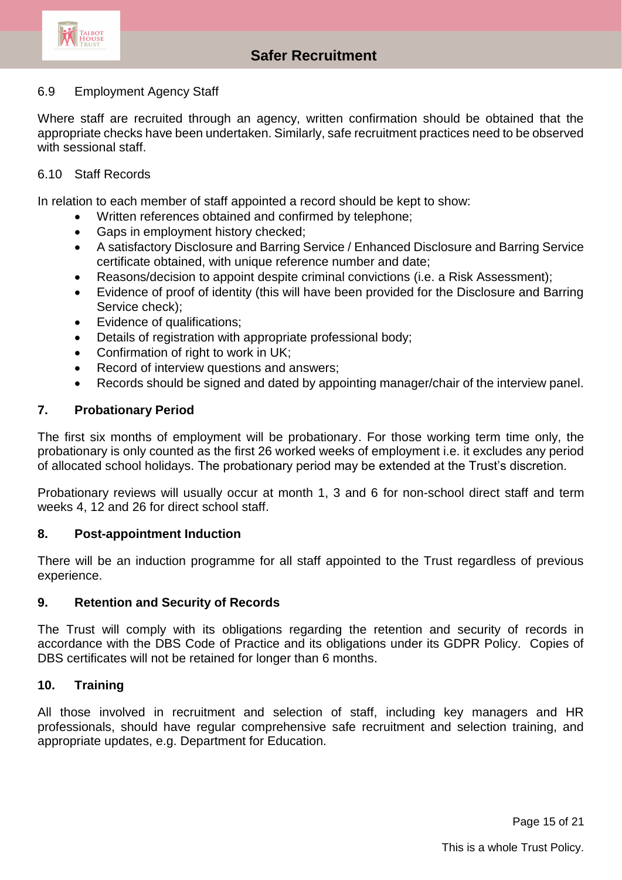### 6.9 Employment Agency Staff

Where staff are recruited through an agency, written confirmation should be obtained that the appropriate checks have been undertaken. Similarly, safe recruitment practices need to be observed with sessional staff.

### 6.10 Staff Records

In relation to each member of staff appointed a record should be kept to show:

- Written references obtained and confirmed by telephone;
- Gaps in employment history checked;
- A satisfactory Disclosure and Barring Service / Enhanced Disclosure and Barring Service certificate obtained, with unique reference number and date;
- Reasons/decision to appoint despite criminal convictions (i.e. a Risk Assessment);
- Evidence of proof of identity (this will have been provided for the Disclosure and Barring Service check);
- Evidence of qualifications;
- Details of registration with appropriate professional body;
- Confirmation of right to work in UK;
- Record of interview questions and answers;
- Records should be signed and dated by appointing manager/chair of the interview panel.

## 7. Probationary Period

The first six months of employment will be probationary. For those working term time only, the probationary is only counted as the first 26 worked weeks of employment i.e. it excludes any period of allocated school holidays. The probationary period may be extended at the Trust's discretion.

Probationary reviews will usually occur at month 1, 3 and 6 for non-school direct staff and term weeks 4, 12 and 26 for direct school staff.

## 8. Post-appointment Induction

There will be an induction programme for all staff appointed to the Trust regardless of previous experience.

## 9. Retention and Security of Records

The Trust will comply with its obligations regarding the retention and security of records in accordance with the DBS Code of Practice and its obligations under its GDPR Policy. Copies of DBS certificates will not be retained for longer than 6 months.

## 10. Training

All those involved in recruitment and selection of staff, including key managers and HR professionals, should have regular comprehensive safe recruitment and selection training, and appropriate updates, e.g. Department for Education.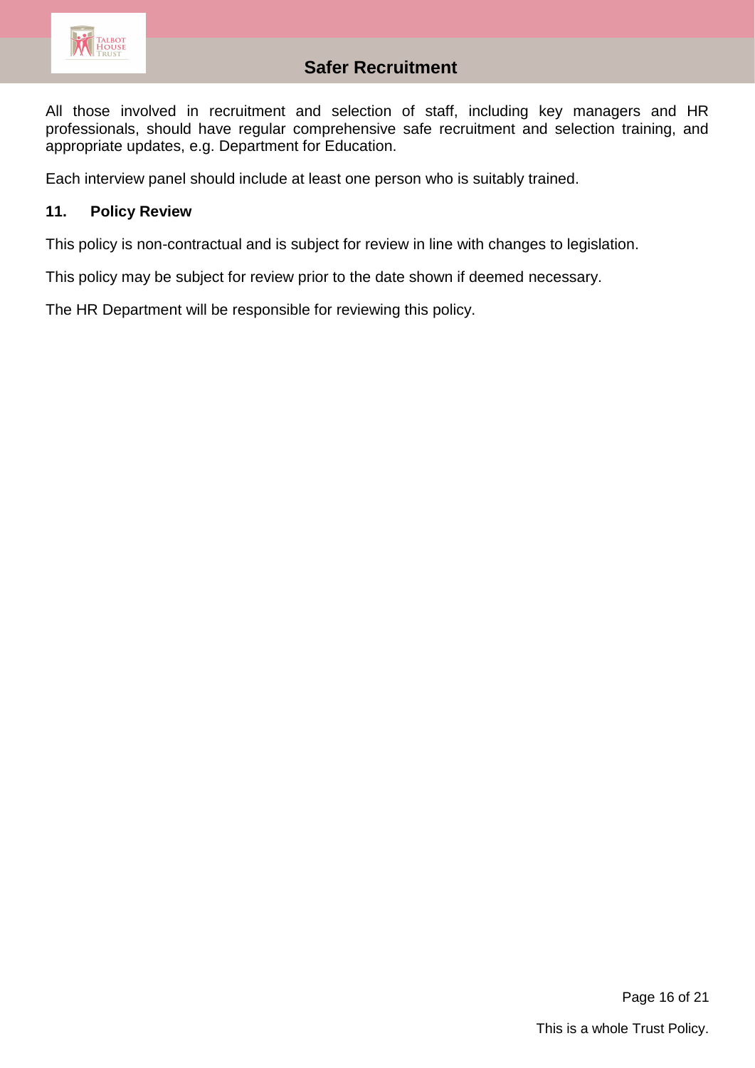All those involved in recruitment and selection of staff, including key managers and HR professionals, should have regular comprehensive safe recruitment and selection training, and appropriate updates, e.g. Department for Education.

Each interview panel should include at least one person who is suitably trained.

### 11. Policy Review

This policy is non-contractual and is subject for review in line with changes to legislation.

This policy may be subject for review prior to the date shown if deemed necessary.

The HR Department will be responsible for reviewing this policy.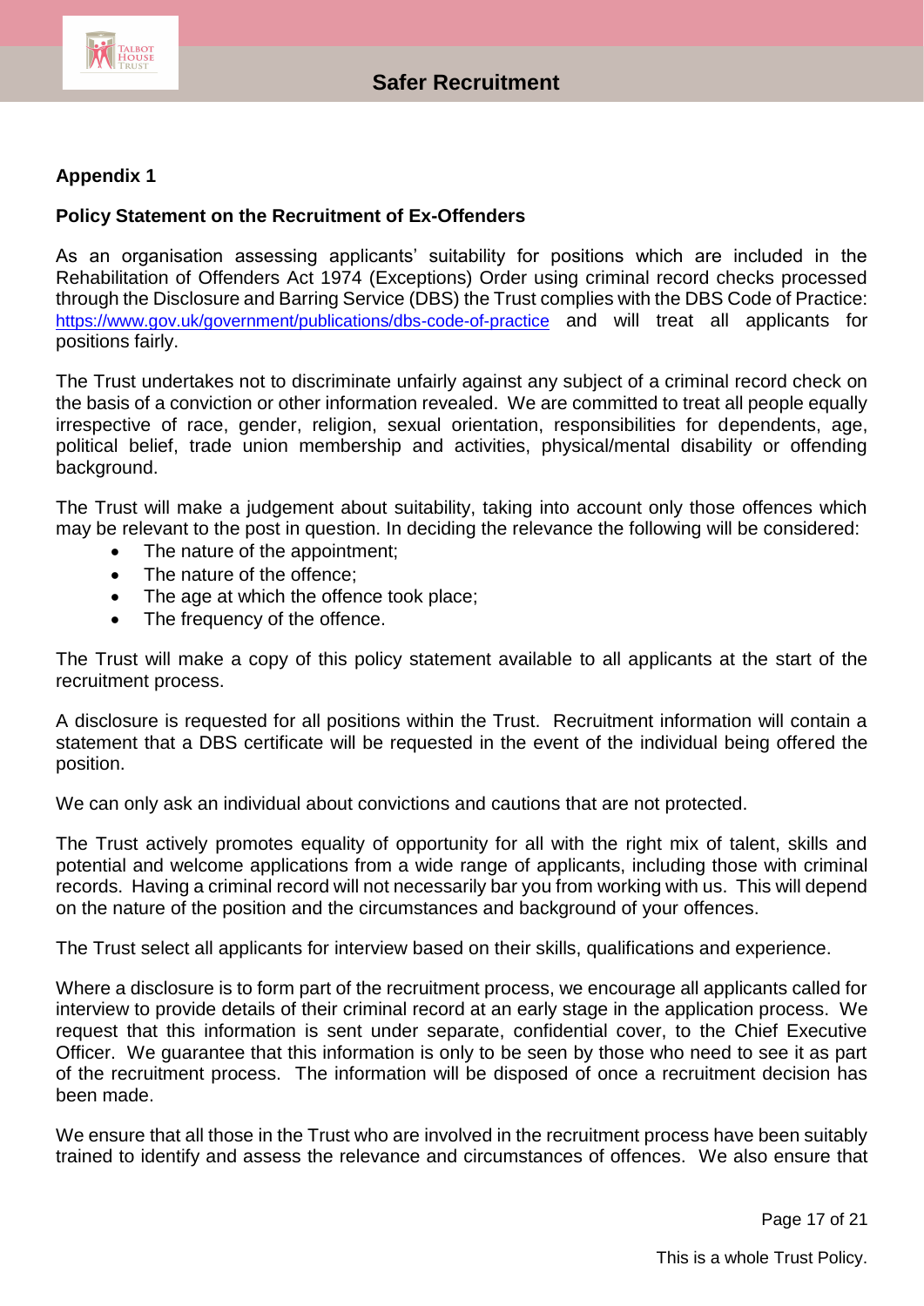**Appendix 1**

**Policy Statement on the Recruitment of Ex-Offenders**

As an organisation assessing applicants' suitability for positions which are included in the Rehabilitation of Offenders Act 1974 (Exceptions) Order using criminal record checks processed through the Disclosure and Barring Service (DBS) the Trust complies with the DBS Code of Practice: https://www.gov.uk/government/publications/dbs-code-of-practice and will treat all applicants for positions fairly.

The Trust undertakes not to discriminate unfairly against any subject of a criminal record check on the basis of a conviction or other information revealed. We are committed to treat all people equally irrespective of race, gender, religion, sexual orientation, responsibilities for dependents, age, political belief, trade union membership and activities, physical/mental disability or offending background.

The Trust will make a judgement about suitability, taking into account only those offences which may be relevant to the post in question. In deciding the relevance the following will be considered:

- The nature of the appointment;
- The nature of the offence;
- The age at which the offence took place;
- The frequency of the offence.

The Trust will make a copy of this policy statement available to all applicants at the start of the recruitment process.

A disclosure is requested for all positions within the Trust. Recruitment information will contain a statement that a DBS certificate will be requested in the event of the individual being offered the position.

We can only ask an individual about convictions and cautions that are not protected.

The Trust actively promotes equality of opportunity for all with the right mix of talent, skills and potential and welcome applications from a wide range of applicants, including those with criminal records. Having a criminal record will not necessarily bar you from working with us. This will depend on the nature of the position and the circumstances and background of your offences.

The Trust select all applicants for interview based on their skills, qualifications and experience.

Where a disclosure is to form part of the recruitment process, we encourage all applicants called for interview to provide details of their criminal record at an early stage in the application process. We request that this information is sent under separate, confidential cover, to the Chief Executive Officer. We guarantee that this information is only to be seen by those who need to see it as part of the recruitment process. The information will be disposed of once a recruitment decision has been made.

We ensure that all those in the Trust who are involved in the recruitment process have been suitably trained to identify and assess the relevance and circumstances of offences. We also ensure that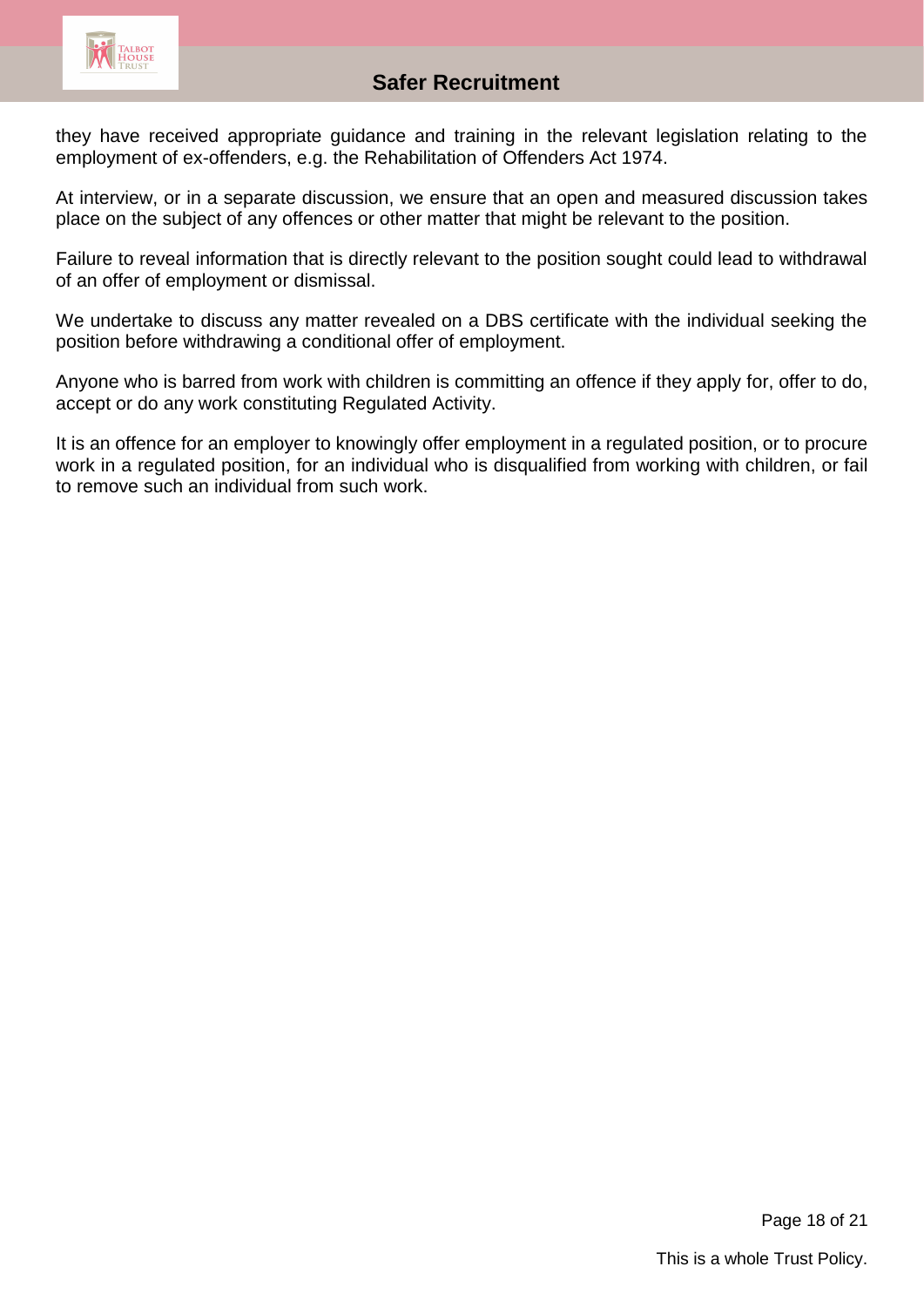they have received appropriate guidance and training in the relevant legislation relating to the employment of ex-offenders, e.g. the Rehabilitation of Offenders Act 1974.

At interview, or in a separate discussion, we ensure that an open and measured discussion takes place on the subject of any offences or other matter that might be relevant to the position.

Failure to reveal information that is directly relevant to the position sought could lead to withdrawal of an offer of employment or dismissal.

We undertake to discuss any matter revealed on a DBS certificate with the individual seeking the position before withdrawing a conditional offer of employment.

Anyone who is barred from work with children is committing an offence if they apply for, offer to do, accept or do any work constituting Regulated Activity.

It is an offence for an employer to knowingly offer employment in a regulated position, or to procure work in a regulated position, for an individual who is disqualified from working with children, or fail to remove such an individual from such work.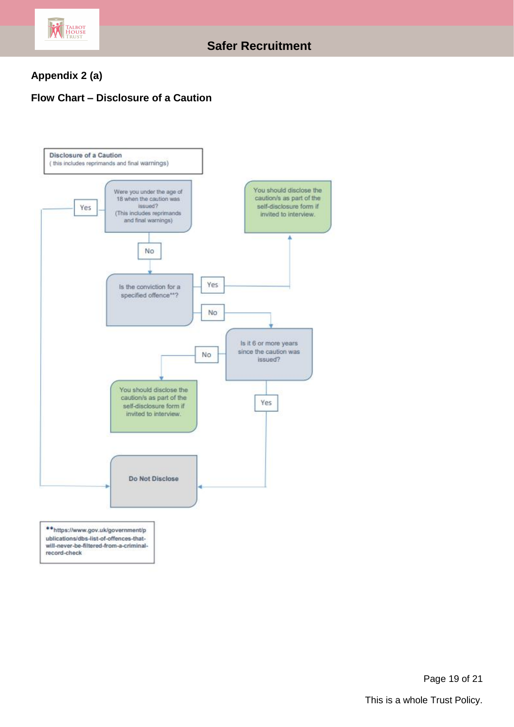## Appendix 2 (a)

## Flow Chart – Disclosure of a Caution

**Disclosure of a Caution**
( this includes reprimands and final warnings)

Were you under the age of 18 when the caution was issued? (This includes reprimands and final warnings)

- Yes → **Do Not Disclose**
- No → Is the conviction for a specified offence**?
  - Yes → You should disclose the caution/s as part of the self-disclosure form if invited to interview.
  - No → Is it 6 or more years since the caution was issued?
    - No → You should disclose the caution/s as part of the self-disclosure form if invited to interview.
    - Yes → **Do Not Disclose**

**https://www.gov.uk/government/publications/dbs-list-of-offences-that-will-never-be-filtered-from-a-criminal-record-check

This is a whole Trust Policy.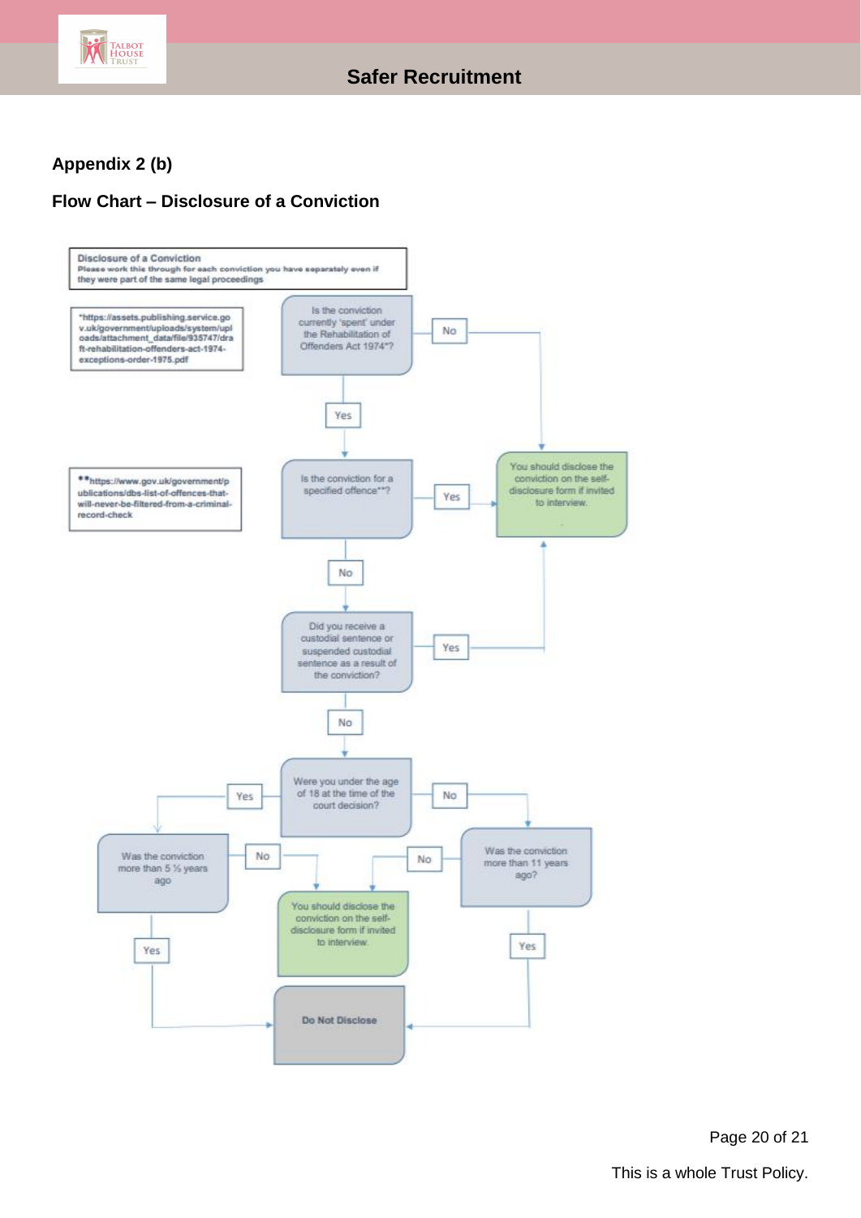## Appendix 2 (b)

## Flow Chart – Disclosure of a Conviction

**Disclosure of a Conviction**
Please work this through for each conviction you have separately even if they were part of the same legal proceedings

*https://assets.publishing.service.gov.uk/government/uploads/system/uploads/attachment_data/file/935747/draft-rehabilitation-offenders-act-1974-exceptions-order-1975.pdf

**https://www.gov.uk/government/publications/dbs-list-of-offences-that-will-never-be-filtered-from-a-criminal-record-check

Is the conviction currently 'spent' under the Rehabilitation of Offenders Act 1974*?

- No → You should disclose the conviction on the self-disclosure form if invited to interview.
- Yes → Is the conviction for a specified offence**?
  - Yes → You should disclose the conviction on the self-disclosure form if invited to interview.
  - No → Did you receive a custodial sentence or suspended custodial sentence as a result of the conviction?
    - Yes → You should disclose the conviction on the self-disclosure form if invited to interview.
    - No → Were you under the age of 18 at the time of the court decision?
      - Yes → Was the conviction more than 5 ½ years ago
        - No → You should disclose the conviction on the self-disclosure form if invited to interview.
        - Yes → Do Not Disclose
      - No → Was the conviction more than 11 years ago?
        - No → You should disclose the conviction on the self-disclosure form if invited to interview.
        - Yes → Do Not Disclose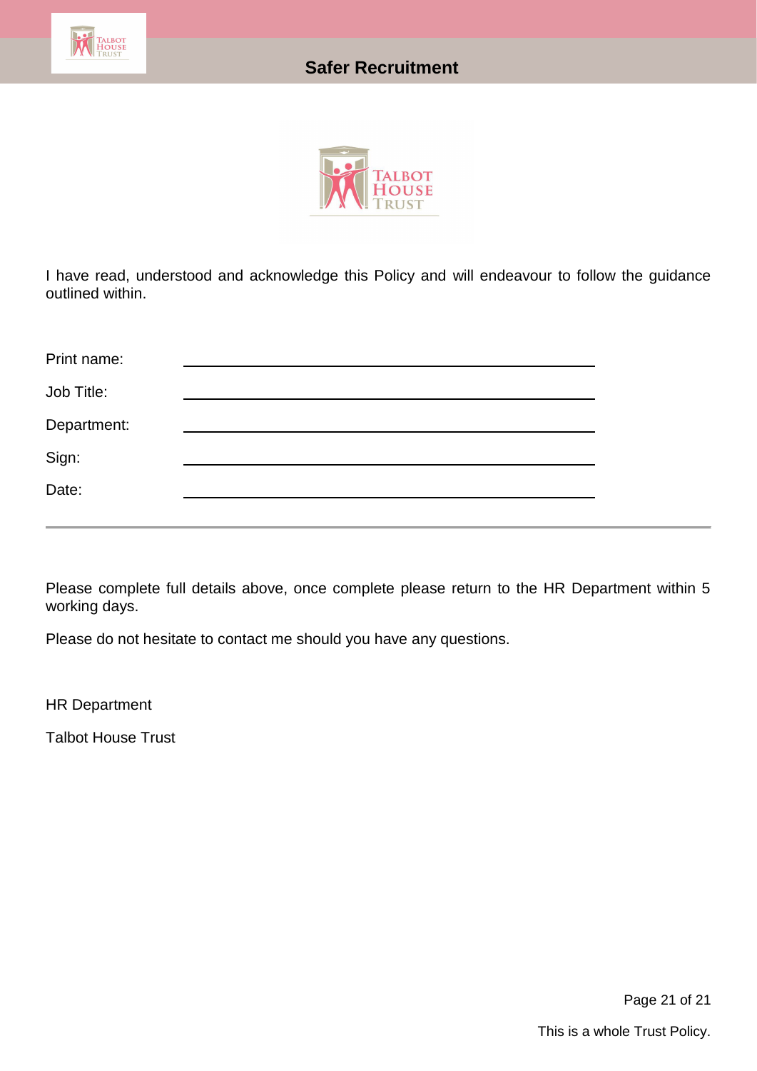I have read, understood and acknowledge this Policy and will endeavour to follow the guidance outlined within.

Print name: \_\_\_\_\_\_\_\_\_\_\_\_\_\_\_\_\_\_\_\_\_\_\_\_\_\_\_\_\_\_\_\_\_\_\_\_\_\_\_\_

Job Title: \_\_\_\_\_\_\_\_\_\_\_\_\_\_\_\_\_\_\_\_\_\_\_\_\_\_\_\_\_\_\_\_\_\_\_\_\_\_\_\_

Department: \_\_\_\_\_\_\_\_\_\_\_\_\_\_\_\_\_\_\_\_\_\_\_\_\_\_\_\_\_\_\_\_\_\_\_\_\_\_\_\_

Sign: \_\_\_\_\_\_\_\_\_\_\_\_\_\_\_\_\_\_\_\_\_\_\_\_\_\_\_\_\_\_\_\_\_\_\_\_\_\_\_\_

Date: \_\_\_\_\_\_\_\_\_\_\_\_\_\_\_\_\_\_\_\_\_\_\_\_\_\_\_\_\_\_\_\_\_\_\_\_\_\_\_\_

---

Please complete full details above, once complete please return to the HR Department within 5 working days.

Please do not hesitate to contact me should you have any questions.

HR Department

Talbot House Trust